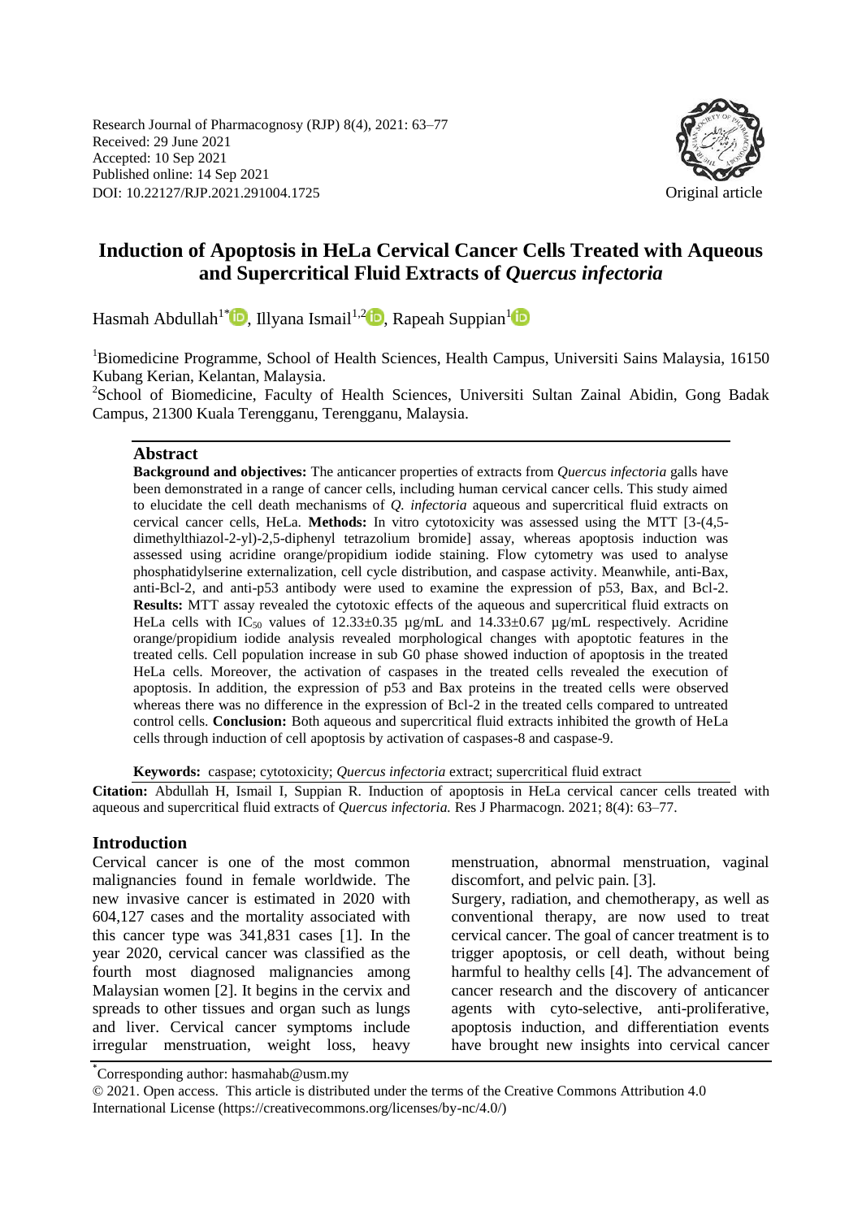Research Journal of Pharmacognosy (RJP) 8(4), 2021: 63–77
Received: 29 June 2021
Accepted: 10 Sep 2021
Published online: 14 Sep 2021
DOI: 10.22127/RJP.2021.291004.1725

Original article

# Induction of Apoptosis in HeLa Cervical Cancer Cells Treated with Aqueous and Supercritical Fluid Extracts of *Quercus infectoria*

Hasmah Abdullah[1*], Illyana Ismail[1,2], Rapeah Suppian[1]

[1]Biomedicine Programme, School of Health Sciences, Health Campus, Universiti Sains Malaysia, 16150 Kubang Kerian, Kelantan, Malaysia.

[2]School of Biomedicine, Faculty of Health Sciences, Universiti Sultan Zainal Abidin, Gong Badak Campus, 21300 Kuala Terengganu, Terengganu, Malaysia.

## Abstract

**Background and objectives:** The anticancer properties of extracts from *Quercus infectoria* galls have been demonstrated in a range of cancer cells, including human cervical cancer cells. This study aimed to elucidate the cell death mechanisms of *Q. infectoria* aqueous and supercritical fluid extracts on cervical cancer cells, HeLa. **Methods:** In vitro cytotoxicity was assessed using the MTT [3-(4,5-dimethylthiazol-2-yl)-2,5-diphenyl tetrazolium bromide] assay, whereas apoptosis induction was assessed using acridine orange/propidium iodide staining. Flow cytometry was used to analyse phosphatidylserine externalization, cell cycle distribution, and caspase activity. Meanwhile, anti-Bax, anti-Bcl-2, and anti-p53 antibody were used to examine the expression of p53, Bax, and Bcl-2. **Results:** MTT assay revealed the cytotoxic effects of the aqueous and supercritical fluid extracts on HeLa cells with $IC_{50}$ values of 12.33±0.35 µg/mL and 14.33±0.67 µg/mL respectively. Acridine orange/propidium iodide analysis revealed morphological changes with apoptotic features in the treated cells. Cell population increase in sub G0 phase showed induction of apoptosis in the treated HeLa cells. Moreover, the activation of caspases in the treated cells revealed the execution of apoptosis. In addition, the expression of p53 and Bax proteins in the treated cells were observed whereas there was no difference in the expression of Bcl-2 in the treated cells compared to untreated control cells. **Conclusion:** Both aqueous and supercritical fluid extracts inhibited the growth of HeLa cells through induction of cell apoptosis by activation of caspases-8 and caspase-9.

**Keywords:** caspase; cytotoxicity; *Quercus infectoria* extract; supercritical fluid extract

**Citation:** Abdullah H, Ismail I, Suppian R. Induction of apoptosis in HeLa cervical cancer cells treated with aqueous and supercritical fluid extracts of *Quercus infectoria.* Res J Pharmacogn. 2021; 8(4): 63–77.

## Introduction

Cervical cancer is one of the most common malignancies found in female worldwide. The new invasive cancer is estimated in 2020 with 604,127 cases and the mortality associated with this cancer type was 341,831 cases [1]. In the year 2020, cervical cancer was classified as the fourth most diagnosed malignancies among Malaysian women [2]. It begins in the cervix and spreads to other tissues and organ such as lungs and liver. Cervical cancer symptoms include irregular menstruation, weight loss, heavy menstruation, abnormal menstruation, vaginal discomfort, and pelvic pain. [3].

Surgery, radiation, and chemotherapy, as well as conventional therapy, are now used to treat cervical cancer. The goal of cancer treatment is to trigger apoptosis, or cell death, without being harmful to healthy cells [4]. The advancement of cancer research and the discovery of anticancer agents with cyto-selective, anti-proliferative, apoptosis induction, and differentiation events have brought new insights into cervical cancer

*Corresponding author: hasmahab@usm.my

© 2021. Open access. This article is distributed under the terms of the Creative Commons Attribution 4.0 International License (https://creativecommons.org/licenses/by-nc/4.0/)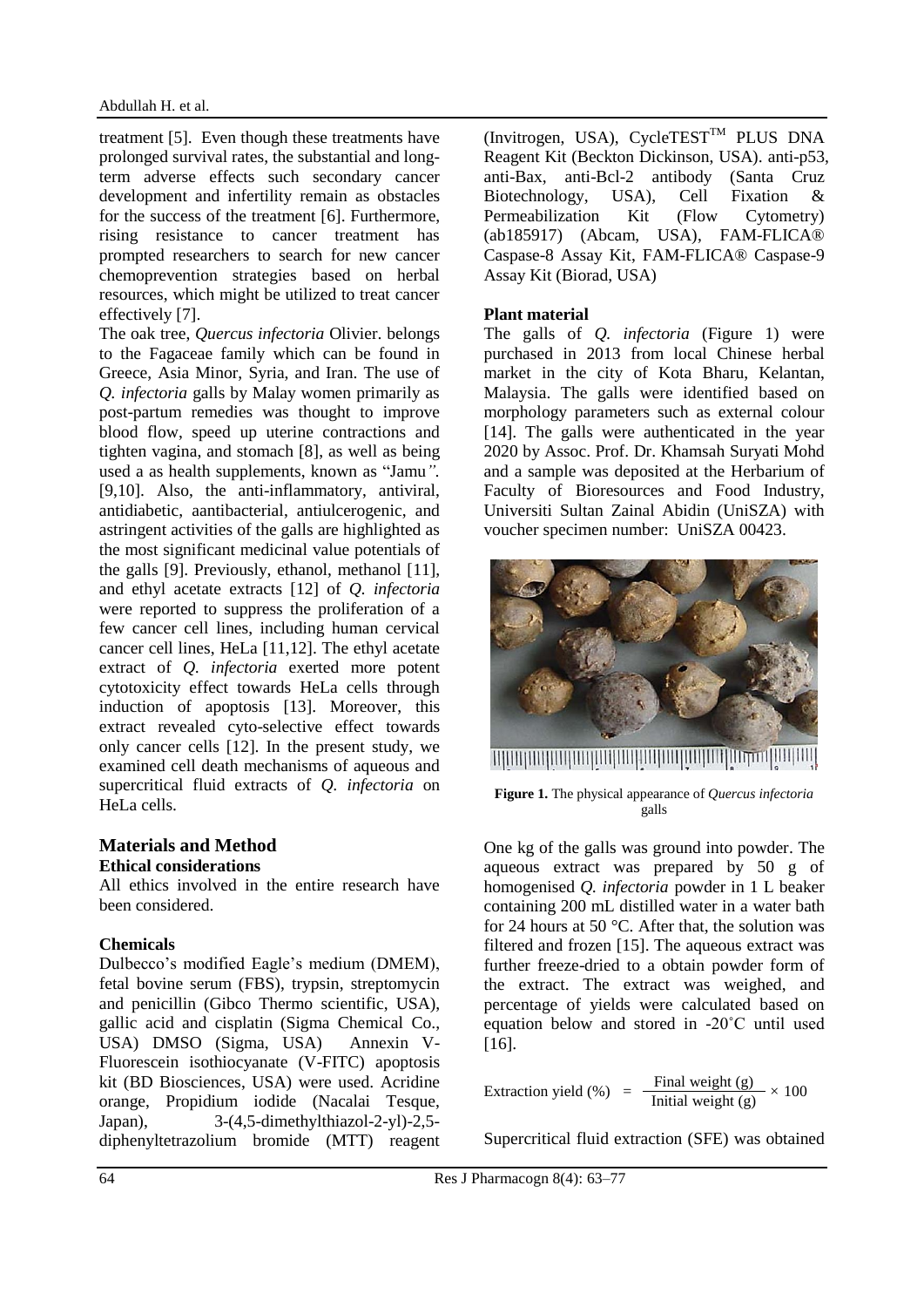treatment [5]. Even though these treatments have prolonged survival rates, the substantial and long-term adverse effects such secondary cancer development and infertility remain as obstacles for the success of the treatment [6]. Furthermore, rising resistance to cancer treatment has prompted researchers to search for new cancer chemoprevention strategies based on herbal resources, which might be utilized to treat cancer effectively [7].

The oak tree, *Quercus infectoria* Olivier. belongs to the Fagaceae family which can be found in Greece, Asia Minor, Syria, and Iran. The use of *Q. infectoria* galls by Malay women primarily as post-partum remedies was thought to improve blood flow, speed up uterine contractions and tighten vagina, and stomach [8], as well as being used a as health supplements, known as "Jamu". [9,10]. Also, the anti-inflammatory, antiviral, antidiabetic, aantibacterial, antiulcerogenic, and astringent activities of the galls are highlighted as the most significant medicinal value potentials of the galls [9]. Previously, ethanol, methanol [11], and ethyl acetate extracts [12] of *Q. infectoria* were reported to suppress the proliferation of a few cancer cell lines, including human cervical cancer cell lines, HeLa [11,12]. The ethyl acetate extract of *Q. infectoria* exerted more potent cytotoxicity effect towards HeLa cells through induction of apoptosis [13]. Moreover, this extract revealed cyto-selective effect towards only cancer cells [12]. In the present study, we examined cell death mechanisms of aqueous and supercritical fluid extracts of *Q. infectoria* on HeLa cells.

## Materials and Method

### Ethical considerations

All ethics involved in the entire research have been considered.

### Chemicals

Dulbecco's modified Eagle's medium (DMEM), fetal bovine serum (FBS), trypsin, streptomycin and penicillin (Gibco Thermo scientific, USA), gallic acid and cisplatin (Sigma Chemical Co., USA) DMSO (Sigma, USA) Annexin V-Fluorescein isothiocyanate (V-FITC) apoptosis kit (BD Biosciences, USA) were used. Acridine orange, Propidium iodide (Nacalai Tesque, Japan), 3-(4,5-dimethylthiazol-2-yl)-2,5-diphenyltetrazolium bromide (MTT) reagent (Invitrogen, USA), CycleTEST™ PLUS DNA Reagent Kit (Beckton Dickinson, USA). anti-p53, anti-Bax, anti-Bcl-2 antibody (Santa Cruz Biotechnology, USA), Cell Fixation & Permeabilization Kit (Flow Cytometry) (ab185917) (Abcam, USA), FAM-FLICA® Caspase-8 Assay Kit, FAM-FLICA® Caspase-9 Assay Kit (Biorad, USA)

### Plant material

The galls of *Q. infectoria* (Figure 1) were purchased in 2013 from local Chinese herbal market in the city of Kota Bharu, Kelantan, Malaysia. The galls were identified based on morphology parameters such as external colour [14]. The galls were authenticated in the year 2020 by Assoc. Prof. Dr. Khamsah Suryati Mohd and a sample was deposited at the Herbarium of Faculty of Bioresources and Food Industry, Universiti Sultan Zainal Abidin (UniSZA) with voucher specimen number: UniSZA 00423.

**Figure 1.** The physical appearance of *Quercus infectoria* galls

One kg of the galls was ground into powder. The aqueous extract was prepared by 50 g of homogenised *Q. infectoria* powder in 1 L beaker containing 200 mL distilled water in a water bath for 24 hours at 50 °C. After that, the solution was filtered and frozen [15]. The aqueous extract was further freeze-dried to a obtain powder form of the extract. The extract was weighed, and percentage of yields were calculated based on equation below and stored in -20˚C until used [16].

$$\text{Extraction yield (\%)} = \frac{\text{Final weight (g)}}{\text{Initial weight (g)}} \times 100$$

Supercritical fluid extraction (SFE) was obtained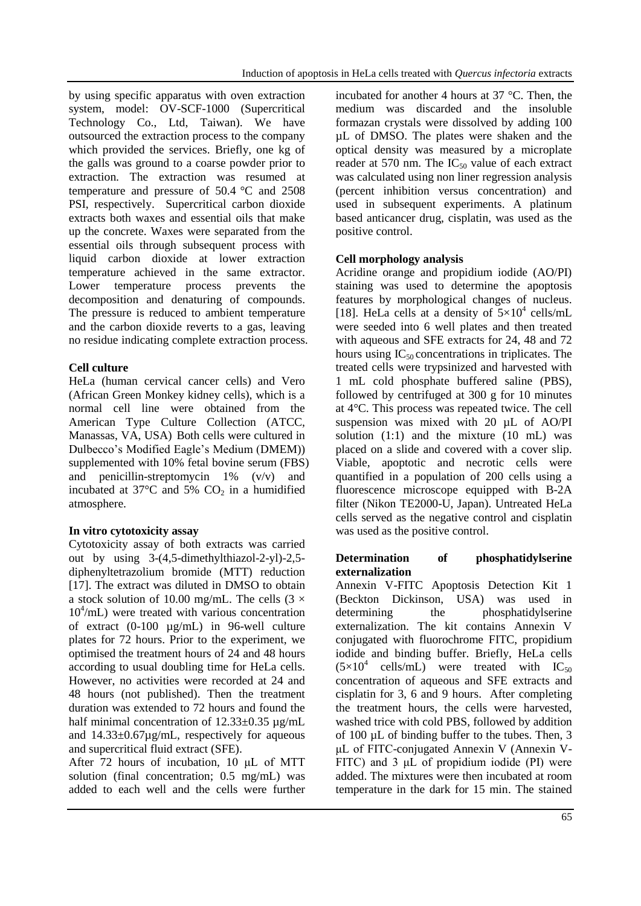by using specific apparatus with oven extraction system, model: OV-SCF-1000 (Supercritical Technology Co., Ltd, Taiwan). We have outsourced the extraction process to the company which provided the services. Briefly, one kg of the galls was ground to a coarse powder prior to extraction. The extraction was resumed at temperature and pressure of 50.4 °C and 2508 PSI, respectively. Supercritical carbon dioxide extracts both waxes and essential oils that make up the concrete. Waxes were separated from the essential oils through subsequent process with liquid carbon dioxide at lower extraction temperature achieved in the same extractor. Lower temperature process prevents the decomposition and denaturing of compounds. The pressure is reduced to ambient temperature and the carbon dioxide reverts to a gas, leaving no residue indicating complete extraction process.

**Cell culture**

HeLa (human cervical cancer cells) and Vero (African Green Monkey kidney cells), which is a normal cell line were obtained from the American Type Culture Collection (ATCC, Manassas, VA, USA) Both cells were cultured in Dulbecco's Modified Eagle's Medium (DMEM)) supplemented with 10% fetal bovine serum (FBS) and penicillin-streptomycin 1% (v/v) and incubated at 37°C and 5% $CO_2$ in a humidified atmosphere.

**In vitro cytotoxicity assay**

Cytotoxicity assay of both extracts was carried out by using 3-(4,5-dimethylthiazol-2-yl)-2,5-diphenyltetrazolium bromide (MTT) reduction [17]. The extract was diluted in DMSO to obtain a stock solution of 10.00 mg/mL. The cells ($3 \times 10^4$/mL) were treated with various concentration of extract (0-100 µg/mL) in 96-well culture plates for 72 hours. Prior to the experiment, we optimised the treatment hours of 24 and 48 hours according to usual doubling time for HeLa cells. However, no activities were recorded at 24 and 48 hours (not published). Then the treatment duration was extended to 72 hours and found the half minimal concentration of 12.33±0.35 µg/mL and 14.33±0.67µg/mL, respectively for aqueous and supercritical fluid extract (SFE).

After 72 hours of incubation, 10 µL of MTT solution (final concentration; 0.5 mg/mL) was added to each well and the cells were further incubated for another 4 hours at 37 °C. Then, the medium was discarded and the insoluble formazan crystals were dissolved by adding 100 µL of DMSO. The plates were shaken and the optical density was measured by a microplate reader at 570 nm. The $IC_{50}$ value of each extract was calculated using non liner regression analysis (percent inhibition versus concentration) and used in subsequent experiments. A platinum based anticancer drug, cisplatin, was used as the positive control.

**Cell morphology analysis**

Acridine orange and propidium iodide (AO/PI) staining was used to determine the apoptosis features by morphological changes of nucleus. [18]. HeLa cells at a density of $5 \times 10^4$ cells/mL were seeded into 6 well plates and then treated with aqueous and SFE extracts for 24, 48 and 72 hours using $IC_{50}$ concentrations in triplicates. The treated cells were trypsinized and harvested with 1 mL cold phosphate buffered saline (PBS), followed by centrifuged at 300 g for 10 minutes at 4°C. This process was repeated twice. The cell suspension was mixed with 20 µL of AO/PI solution (1:1) and the mixture (10 mL) was placed on a slide and covered with a cover slip. Viable, apoptotic and necrotic cells were quantified in a population of 200 cells using a fluorescence microscope equipped with B-2A filter (Nikon TE2000-U, Japan). Untreated HeLa cells served as the negative control and cisplatin was used as the positive control.

**Determination of phosphatidylserine externalization**

Annexin V-FITC Apoptosis Detection Kit 1 (Beckton Dickinson, USA) was used in determining the phosphatidylserine externalization. The kit contains Annexin V conjugated with fluorochrome FITC, propidium iodide and binding buffer. Briefly, HeLa cells ($5 \times 10^4$ cells/mL) were treated with $IC_{50}$ concentration of aqueous and SFE extracts and cisplatin for 3, 6 and 9 hours. After completing the treatment hours, the cells were harvested, washed trice with cold PBS, followed by addition of 100 µL of binding buffer to the tubes. Then, 3 µL of FITC-conjugated Annexin V (Annexin V-FITC) and 3 µL of propidium iodide (PI) were added. The mixtures were then incubated at room temperature in the dark for 15 min. The stained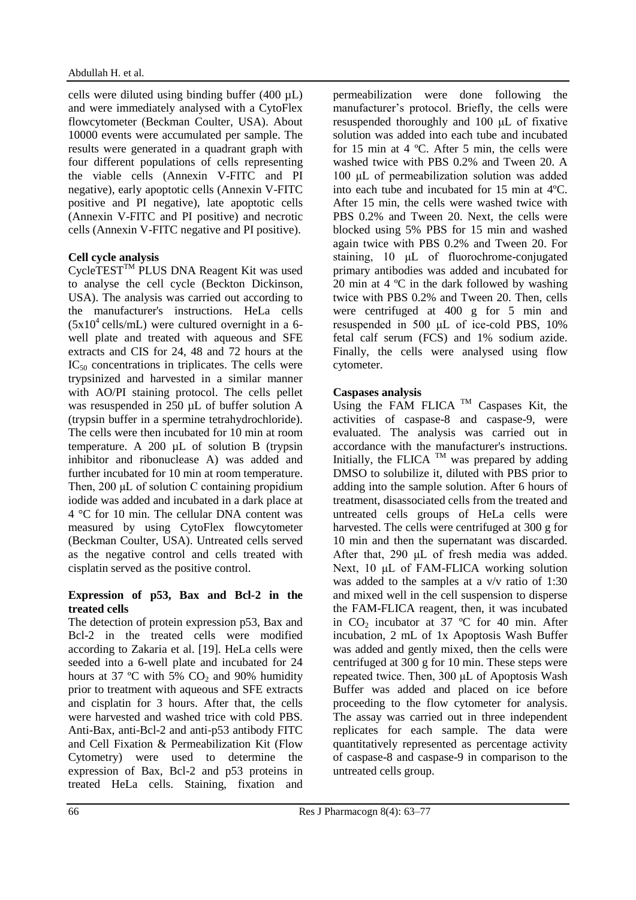cells were diluted using binding buffer (400 µL) and were immediately analysed with a CytoFlex flowcytometer (Beckman Coulter, USA). About 10000 events were accumulated per sample. The results were generated in a quadrant graph with four different populations of cells representing the viable cells (Annexin V-FITC and PI negative), early apoptotic cells (Annexin V-FITC positive and PI negative), late apoptotic cells (Annexin V-FITC and PI positive) and necrotic cells (Annexin V-FITC negative and PI positive).

**Cell cycle analysis**

CycleTEST™ PLUS DNA Reagent Kit was used to analyse the cell cycle (Beckton Dickinson, USA). The analysis was carried out according to the manufacturer's instructions. HeLa cells ($5x10^4$ cells/mL) were cultured overnight in a 6-well plate and treated with aqueous and SFE extracts and CIS for 24, 48 and 72 hours at the $IC_{50}$ concentrations in triplicates. The cells were trypsinized and harvested in a similar manner with AO/PI staining protocol. The cells pellet was resuspended in 250 µL of buffer solution A (trypsin buffer in a spermine tetrahydrochloride). The cells were then incubated for 10 min at room temperature. A 200 µL of solution B (trypsin inhibitor and ribonuclease A) was added and further incubated for 10 min at room temperature. Then, 200 μL of solution C containing propidium iodide was added and incubated in a dark place at 4 °C for 10 min. The cellular DNA content was measured by using CytoFlex flowcytometer (Beckman Coulter, USA). Untreated cells served as the negative control and cells treated with cisplatin served as the positive control.

**Expression of p53, Bax and Bcl-2 in the treated cells**

The detection of protein expression p53, Bax and Bcl-2 in the treated cells were modified according to Zakaria et al. [19]. HeLa cells were seeded into a 6-well plate and incubated for 24 hours at 37 ºC with 5% $CO_2$ and 90% humidity prior to treatment with aqueous and SFE extracts and cisplatin for 3 hours. After that, the cells were harvested and washed trice with cold PBS. Anti-Bax, anti-Bcl-2 and anti-p53 antibody FITC and Cell Fixation & Permeabilization Kit (Flow Cytometry) were used to determine the expression of Bax, Bcl-2 and p53 proteins in treated HeLa cells. Staining, fixation and permeabilization were done following the manufacturer's protocol. Briefly, the cells were resuspended thoroughly and 100 μL of fixative solution was added into each tube and incubated for 15 min at 4 ºC. After 5 min, the cells were washed twice with PBS 0.2% and Tween 20. A 100 μL of permeabilization solution was added into each tube and incubated for 15 min at 4ºC. After 15 min, the cells were washed twice with PBS 0.2% and Tween 20. Next, the cells were blocked using 5% PBS for 15 min and washed again twice with PBS 0.2% and Tween 20. For staining, 10 μL of fluorochrome-conjugated primary antibodies was added and incubated for 20 min at 4 ºC in the dark followed by washing twice with PBS 0.2% and Tween 20. Then, cells were centrifuged at 400 g for 5 min and resuspended in 500 μL of ice-cold PBS, 10% fetal calf serum (FCS) and 1% sodium azide. Finally, the cells were analysed using flow cytometer.

**Caspases analysis**

Using the FAM FLICA ™ Caspases Kit, the activities of caspase-8 and caspase-9, were evaluated. The analysis was carried out in accordance with the manufacturer's instructions. Initially, the FLICA ™ was prepared by adding DMSO to solubilize it, diluted with PBS prior to adding into the sample solution. After 6 hours of treatment, disassociated cells from the treated and untreated cells groups of HeLa cells were harvested. The cells were centrifuged at 300 g for 10 min and then the supernatant was discarded. After that, 290 μL of fresh media was added. Next, 10 μL of FAM-FLICA working solution was added to the samples at a v/v ratio of 1:30 and mixed well in the cell suspension to disperse the FAM-FLICA reagent, then, it was incubated in $CO_2$ incubator at 37 ºC for 40 min. After incubation, 2 mL of 1x Apoptosis Wash Buffer was added and gently mixed, then the cells were centrifuged at 300 g for 10 min. These steps were repeated twice. Then, 300 μL of Apoptosis Wash Buffer was added and placed on ice before proceeding to the flow cytometer for analysis. The assay was carried out in three independent replicates for each sample. The data were quantitatively represented as percentage activity of caspase-8 and caspase-9 in comparison to the untreated cells group.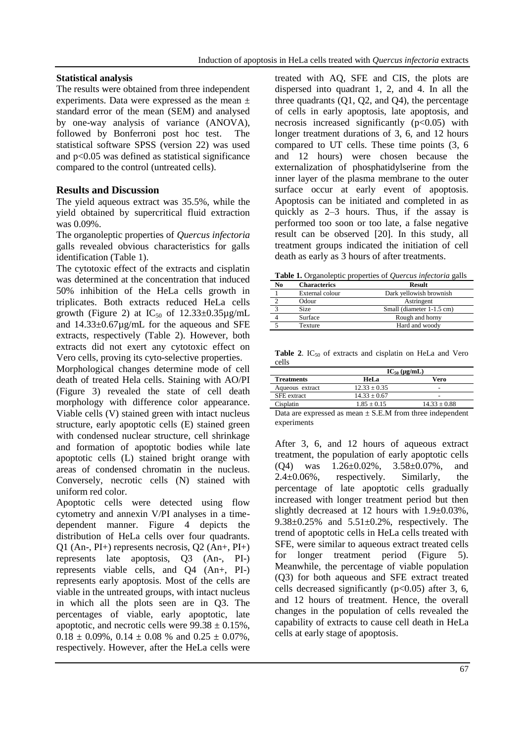### Statistical analysis

The results were obtained from three independent experiments. Data were expressed as the mean ± standard error of the mean (SEM) and analysed by one-way analysis of variance (ANOVA), followed by Bonferroni post hoc test. The statistical software SPSS (version 22) was used and $p<0.05$ was defined as statistical significance compared to the control (untreated cells).

## Results and Discussion

The yield aqueous extract was 35.5%, while the yield obtained by supercritical fluid extraction was 0.09%.

The organoleptic properties of *Quercus infectoria* galls revealed obvious characteristics for galls identification (Table 1).

The cytotoxic effect of the extracts and cisplatin was determined at the concentration that induced 50% inhibition of the HeLa cells growth in triplicates. Both extracts reduced HeLa cells growth (Figure 2) at $IC_{50}$ of 12.33±0.35µg/mL and 14.33±0.67µg/mL for the aqueous and SFE extracts, respectively (Table 2). However, both extracts did not exert any cytotoxic effect on Vero cells, proving its cyto-selective properties.

Morphological changes determine mode of cell death of treated Hela cells. Staining with AO/PI (Figure 3) revealed the state of cell death morphology with difference color appearance. Viable cells (V) stained green with intact nucleus structure, early apoptotic cells (E) stained green with condensed nuclear structure, cell shrinkage and formation of apoptotic bodies while late apoptotic cells (L) stained bright orange with areas of condensed chromatin in the nucleus. Conversely, necrotic cells (N) stained with uniform red color.

Apoptotic cells were detected using flow cytometry and annexin V/PI analyses in a time-dependent manner. Figure 4 depicts the distribution of HeLa cells over four quadrants. Q1 (An-, PI+) represents necrosis, Q2 (An+, PI+) represents late apoptosis, Q3 (An-, PI-) represents viable cells, and Q4 (An+, PI-) represents early apoptosis. Most of the cells are viable in the untreated groups, with intact nucleus in which all the plots seen are in Q3. The percentages of viable, early apoptotic, late apoptotic, and necrotic cells were 99.38 ± 0.15%, 0.18 ± 0.09%, 0.14 ± 0.08 % and 0.25 ± 0.07%, respectively. However, after the HeLa cells were treated with AQ, SFE and CIS, the plots are dispersed into quadrant 1, 2, and 4. In all the three quadrants (Q1, Q2, and Q4), the percentage of cells in early apoptosis, late apoptosis, and necrosis increased significantly ($p<0.05$) with longer treatment durations of 3, 6, and 12 hours compared to UT cells. These time points (3, 6 and 12 hours) were chosen because the externalization of phosphatidylserine from the inner layer of the plasma membrane to the outer surface occur at early event of apoptosis. Apoptosis can be initiated and completed in as quickly as 2–3 hours. Thus, if the assay is performed too soon or too late, a false negative result can be observed [20]. In this study, all treatment groups indicated the initiation of cell death as early as 3 hours of after treatments.

**Table 1.** Organoleptic properties of *Quercus infectoria* galls

| No | Characterics | Result |
|---|---|---|
| 1 | External colour | Dark yellowish brownish |
| 2 | Odour | Astringent |
| 3 | Size | Small (diameter 1-1.5 cm) |
| 4 | Surface | Rough and horny |
| 5 | Texture | Hard and woody |

**Table 2**. $IC_{50}$ of extracts and cisplatin on HeLa and Vero cells

| | $IC_{50}$ (µg/mL) | |
|---|---|---|
| **Treatments** | **HeLa** | **Vero** |
| Aqueous extract | 12.33 ± 0.35 | - |
| SFE extract | 14.33 ± 0.67 | - |
| Cisplatin | 1.85 ± 0.15 | 14.33 ± 0.88 |

Data are expressed as mean ± S.E.M from three independent experiments

After 3, 6, and 12 hours of aqueous extract treatment, the population of early apoptotic cells (Q4) was 1.26±0.02%, 3.58±0.07%, and 2.4±0.06%, respectively. Similarly, the percentage of late apoptotic cells gradually increased with longer treatment period but then slightly decreased at 12 hours with 1.9±0.03%, 9.38±0.25% and 5.51±0.2%, respectively. The trend of apoptotic cells in HeLa cells treated with SFE, were similar to aqueous extract treated cells for longer treatment period (Figure 5). Meanwhile, the percentage of viable population (Q3) for both aqueous and SFE extract treated cells decreased significantly ($p<0.05$) after 3, 6, and 12 hours of treatment. Hence, the overall changes in the population of cells revealed the capability of extracts to cause cell death in HeLa cells at early stage of apoptosis.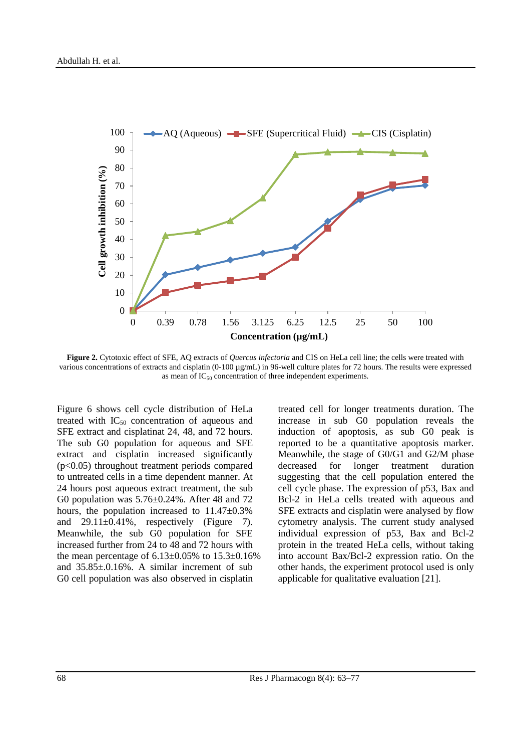**Figure 2.** Cytotoxic effect of SFE, AQ extracts of *Quercus infectoria* and CIS on HeLa cell line; the cells were treated with various concentrations of extracts and cisplatin (0-100 µg/mL) in 96-well culture plates for 72 hours. The results were expressed as mean of $IC_{50}$ concentration of three independent experiments.

Figure 6 shows cell cycle distribution of HeLa treated with $IC_{50}$ concentration of aqueous and SFE extract and cisplatinat 24, 48, and 72 hours. The sub G0 population for aqueous and SFE extract and cisplatin increased significantly ($p<0.05$) throughout treatment periods compared to untreated cells in a time dependent manner. At 24 hours post aqueous extract treatment, the sub G0 population was 5.76±0.24%. After 48 and 72 hours, the population increased to 11.47±0.3% and 29.11±0.41%, respectively (Figure 7). Meanwhile, the sub G0 population for SFE increased further from 24 to 48 and 72 hours with the mean percentage of 6.13±0.05% to 15.3±0.16% and 35.85±.0.16%. A similar increment of sub G0 cell population was also observed in cisplatin treated cell for longer treatments duration. The increase in sub G0 population reveals the induction of apoptosis, as sub G0 peak is reported to be a quantitative apoptosis marker. Meanwhile, the stage of G0/G1 and G2/M phase decreased for longer treatment duration suggesting that the cell population entered the cell cycle phase. The expression of p53, Bax and Bcl-2 in HeLa cells treated with aqueous and SFE extracts and cisplatin were analysed by flow cytometry analysis. The current study analysed individual expression of p53, Bax and Bcl-2 protein in the treated HeLa cells, without taking into account Bax/Bcl-2 expression ratio. On the other hands, the experiment protocol used is only applicable for qualitative evaluation [21].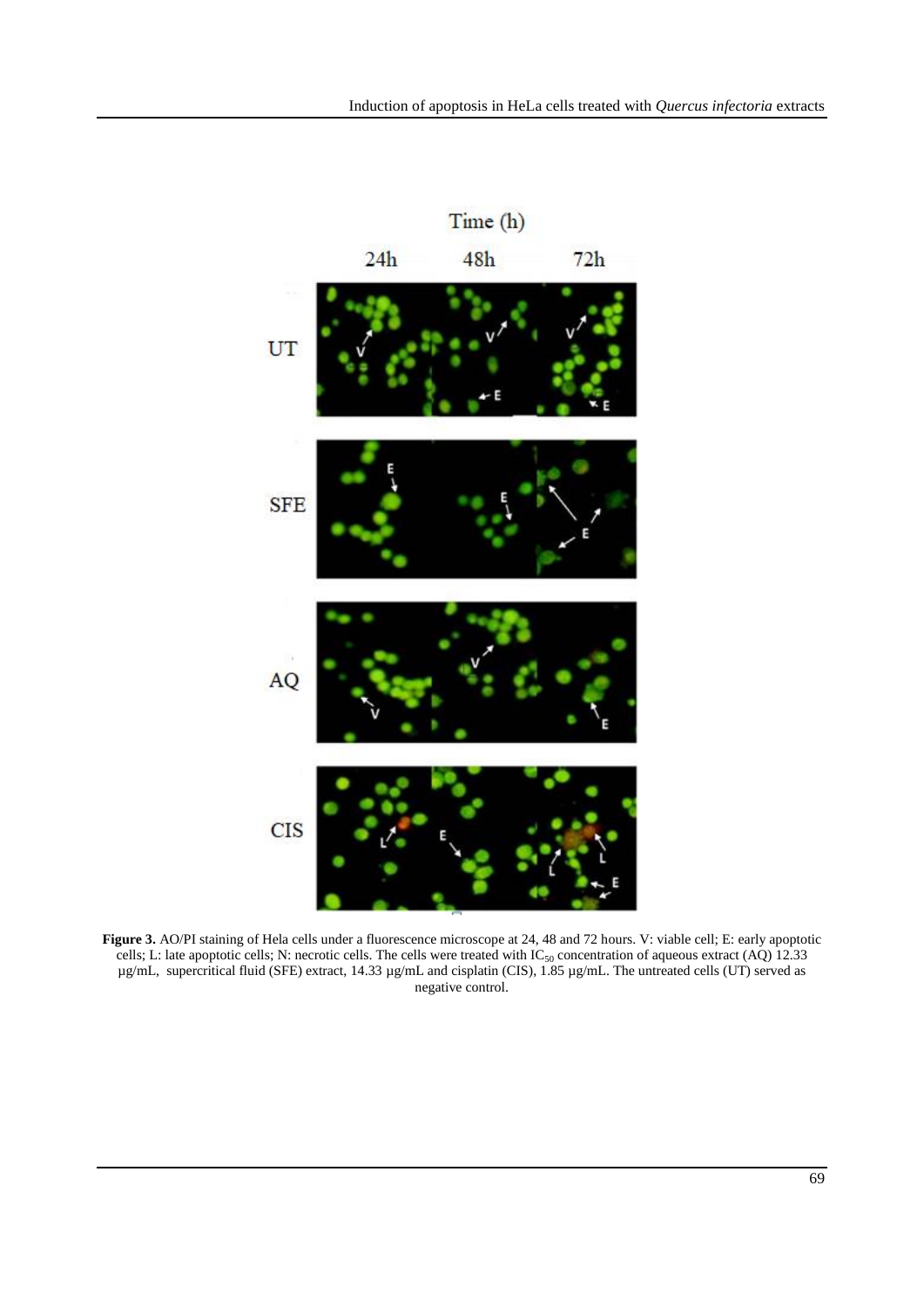**Figure 3.** AO/PI staining of Hela cells under a fluorescence microscope at 24, 48 and 72 hours. V: viable cell; E: early apoptotic cells; L: late apoptotic cells; N: necrotic cells. The cells were treated with $IC_{50}$ concentration of aqueous extract (AQ) 12.33 µg/mL, supercritical fluid (SFE) extract, 14.33 µg/mL and cisplatin (CIS), 1.85 µg/mL. The untreated cells (UT) served as negative control.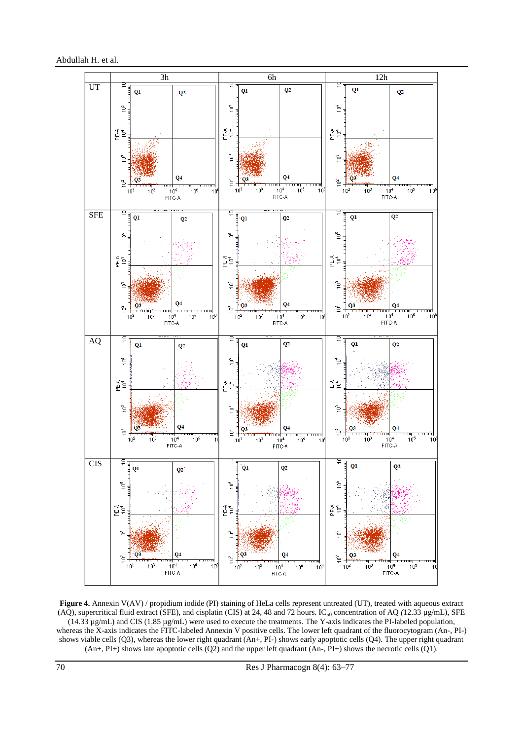**Figure 4.** Annexin V(AV) / propidium iodide (PI) staining of HeLa cells represent untreated (UT), treated with aqueous extract (AQ), supercritical fluid extract (SFE), and cisplatin (CIS) at 24, 48 and 72 hours. $IC_{50}$ concentration of AQ (12.33 µg/mL), SFE (14.33 µg/mL) and CIS (1.85 µg/mL) were used to execute the treatments. The Y-axis indicates the PI-labeled population, whereas the X-axis indicates the FITC-labeled Annexin V positive cells. The lower left quadrant of the fluorocytogram (An-, PI-) shows viable cells (Q3), whereas the lower right quadrant (An+, PI-) shows early apoptotic cells (Q4). The upper right quadrant (An+, PI+) shows late apoptotic cells (Q2) and the upper left quadrant (An-, PI+) shows the necrotic cells (Q1).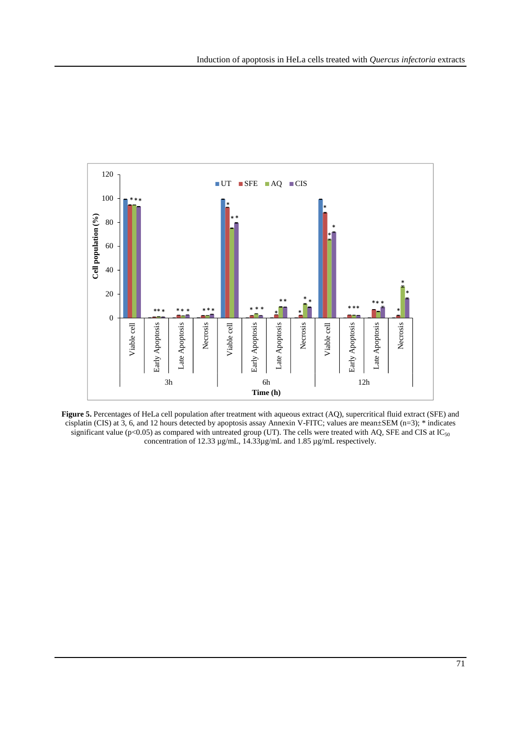**Figure 5.** Percentages of HeLa cell population after treatment with aqueous extract (AQ), supercritical fluid extract (SFE) and cisplatin (CIS) at 3, 6, and 12 hours detected by apoptosis assay Annexin V-FITC; values are mean±SEM (n=3); * indicates significant value ($p<0.05$) as compared with untreated group (UT). The cells were treated with AQ, SFE and CIS at $IC_{50}$ concentration of 12.33 µg/mL, 14.33µg/mL and 1.85 µg/mL respectively.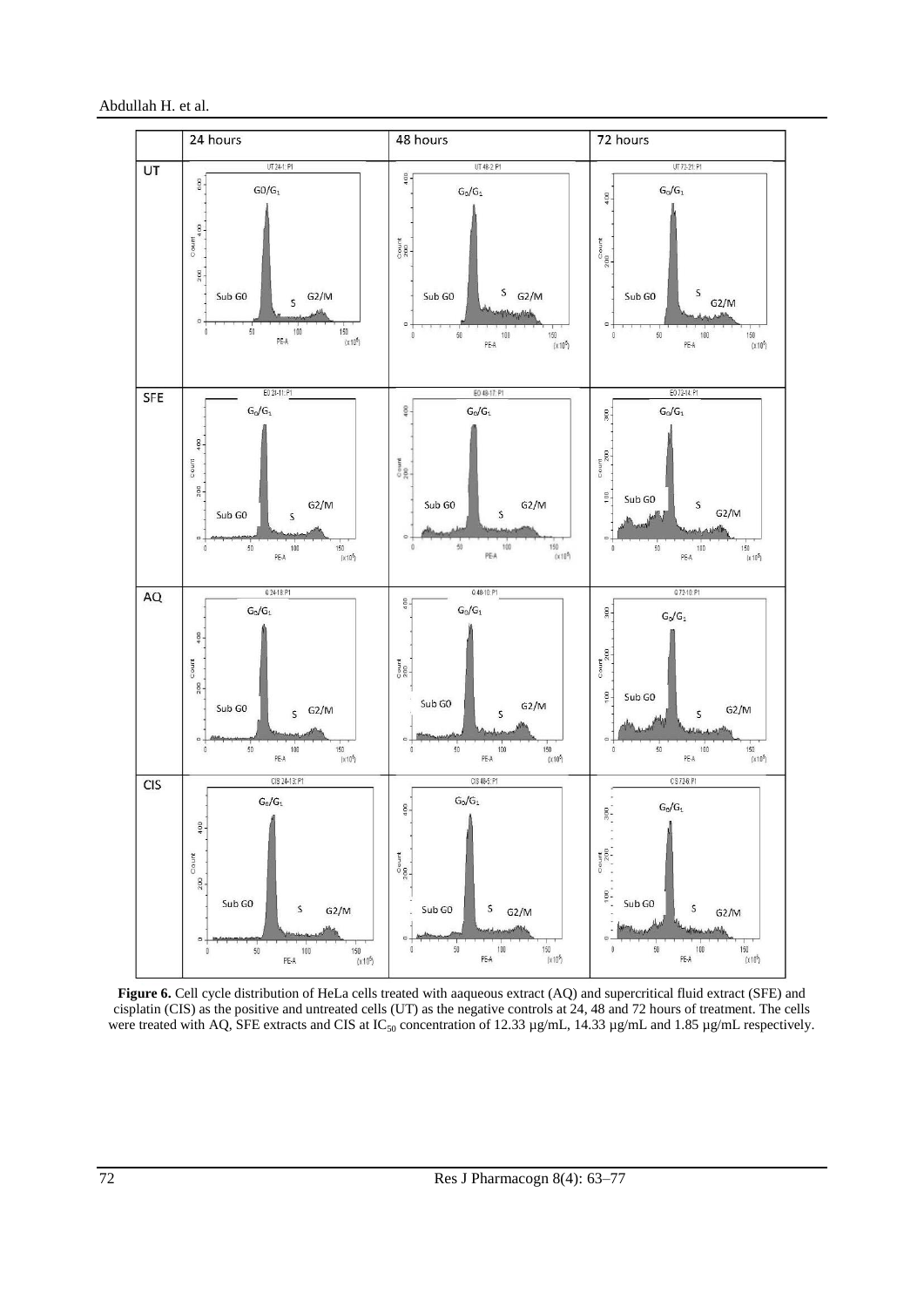**Figure 6.** Cell cycle distribution of HeLa cells treated with aaqueous extract (AQ) and supercritical fluid extract (SFE) and cisplatin (CIS) as the positive and untreated cells (UT) as the negative controls at 24, 48 and 72 hours of treatment. The cells were treated with AQ, SFE extracts and CIS at $IC_{50}$ concentration of 12.33 µg/mL, 14.33 µg/mL and 1.85 µg/mL respectively.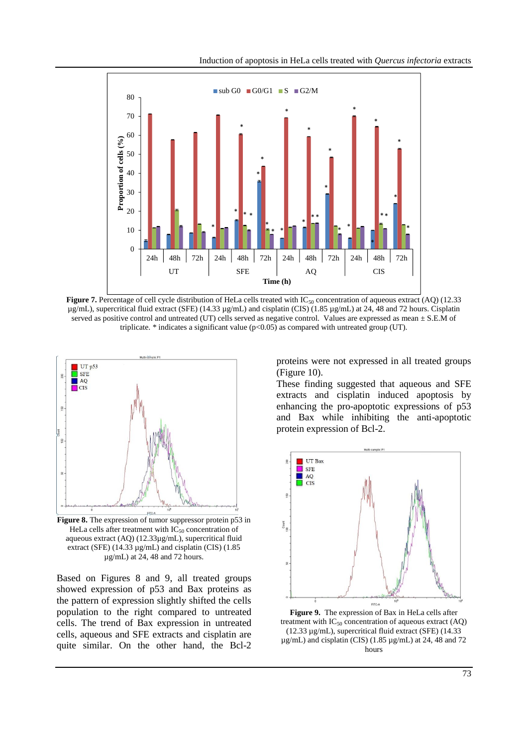**Figure 7.** Percentage of cell cycle distribution of HeLa cells treated with $IC_{50}$ concentration of aqueous extract (AQ) (12.33 µg/mL), supercritical fluid extract (SFE) (14.33 µg/mL) and cisplatin (CIS) (1.85 µg/mL) at 24, 48 and 72 hours. Cisplatin served as positive control and untreated (UT) cells served as negative control. Values are expressed as mean ± S.E.M of triplicate. * indicates a significant value ($p<0.05$) as compared with untreated group (UT).

**Figure 8.** The expression of tumor suppressor protein p53 in HeLa cells after treatment with $IC_{50}$ concentration of aqueous extract (AQ) (12.33µg/mL), supercritical fluid extract (SFE) (14.33 µg/mL) and cisplatin (CIS) (1.85 µg/mL) at 24, 48 and 72 hours.

Based on Figures 8 and 9, all treated groups showed expression of p53 and Bax proteins as the pattern of expression slightly shifted the cells population to the right compared to untreated cells. The trend of Bax expression in untreated cells, aqueous and SFE extracts and cisplatin are quite similar. On the other hand, the Bcl-2 proteins were not expressed in all treated groups (Figure 10).

These finding suggested that aqueous and SFE extracts and cisplatin induced apoptosis by enhancing the pro-apoptotic expressions of p53 and Bax while inhibiting the anti-apoptotic protein expression of Bcl-2.

**Figure 9.** The expression of Bax in HeLa cells after treatment with $IC_{50}$ concentration of aqueous extract (AQ) (12.33 µg/mL), supercritical fluid extract (SFE) (14.33 µg/mL) and cisplatin (CIS) (1.85 µg/mL) at 24, 48 and 72 hours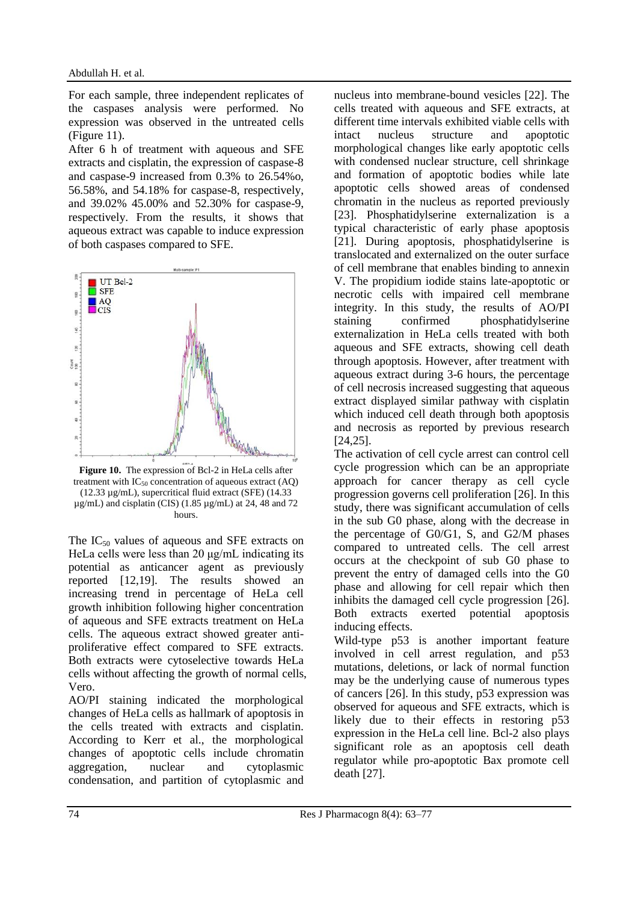For each sample, three independent replicates of the caspases analysis were performed. No expression was observed in the untreated cells (Figure 11).

After 6 h of treatment with aqueous and SFE extracts and cisplatin, the expression of caspase-8 and caspase-9 increased from 0.3% to 26.54%o, 56.58%, and 54.18% for caspase-8, respectively, and 39.02% 45.00% and 52.30% for caspase-9, respectively. From the results, it shows that aqueous extract was capable to induce expression of both caspases compared to SFE.

**Figure 10.** The expression of Bcl-2 in HeLa cells after treatment with $IC_{50}$ concentration of aqueous extract (AQ) (12.33 µg/mL), supercritical fluid extract (SFE) (14.33 µg/mL) and cisplatin (CIS) (1.85 µg/mL) at 24, 48 and 72 hours.

The $IC_{50}$ values of aqueous and SFE extracts on HeLa cells were less than 20 µg/mL indicating its potential as anticancer agent as previously reported [12,19]. The results showed an increasing trend in percentage of HeLa cell growth inhibition following higher concentration of aqueous and SFE extracts treatment on HeLa cells. The aqueous extract showed greater anti-proliferative effect compared to SFE extracts. Both extracts were cytoselective towards HeLa cells without affecting the growth of normal cells, Vero.

AO/PI staining indicated the morphological changes of HeLa cells as hallmark of apoptosis in the cells treated with extracts and cisplatin. According to Kerr et al., the morphological changes of apoptotic cells include chromatin aggregation, nuclear and cytoplasmic condensation, and partition of cytoplasmic and nucleus into membrane-bound vesicles [22]. The cells treated with aqueous and SFE extracts, at different time intervals exhibited viable cells with intact nucleus structure and apoptotic morphological changes like early apoptotic cells with condensed nuclear structure, cell shrinkage and formation of apoptotic bodies while late apoptotic cells showed areas of condensed chromatin in the nucleus as reported previously [23]. Phosphatidylserine externalization is a typical characteristic of early phase apoptosis [21]. During apoptosis, phosphatidylserine is translocated and externalized on the outer surface of cell membrane that enables binding to annexin V. The propidium iodide stains late-apoptotic or necrotic cells with impaired cell membrane integrity. In this study, the results of AO/PI staining confirmed phosphatidylserine externalization in HeLa cells treated with both aqueous and SFE extracts, showing cell death through apoptosis. However, after treatment with aqueous extract during 3-6 hours, the percentage of cell necrosis increased suggesting that aqueous extract displayed similar pathway with cisplatin which induced cell death through both apoptosis and necrosis as reported by previous research [24,25].

The activation of cell cycle arrest can control cell cycle progression which can be an appropriate approach for cancer therapy as cell cycle progression governs cell proliferation [26]. In this study, there was significant accumulation of cells in the sub G0 phase, along with the decrease in the percentage of G0/G1, S, and G2/M phases compared to untreated cells. The cell arrest occurs at the checkpoint of sub G0 phase to prevent the entry of damaged cells into the G0 phase and allowing for cell repair which then inhibits the damaged cell cycle progression [26]. Both extracts exerted potential apoptosis inducing effects.

Wild-type p53 is another important feature involved in cell arrest regulation, and p53 mutations, deletions, or lack of normal function may be the underlying cause of numerous types of cancers [26]. In this study, p53 expression was observed for aqueous and SFE extracts, which is likely due to their effects in restoring p53 expression in the HeLa cell line. Bcl-2 also plays significant role as an apoptosis cell death regulator while pro-apoptotic Bax promote cell death [27].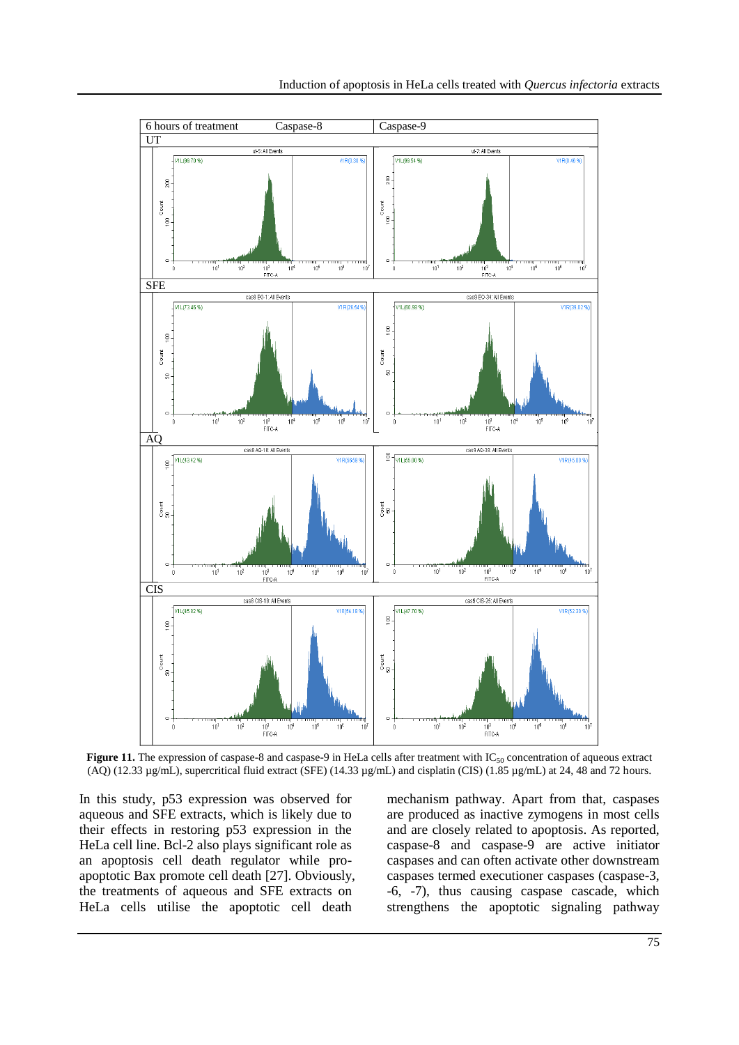Figure 11. The expression of caspase-8 and caspase-9 in HeLa cells after treatment with $IC_{50}$ concentration of aqueous extract (AQ) (12.33 µg/mL), supercritical fluid extract (SFE) (14.33 µg/mL) and cisplatin (CIS) (1.85 µg/mL) at 24, 48 and 72 hours.

In this study, p53 expression was observed for aqueous and SFE extracts, which is likely due to their effects in restoring p53 expression in the HeLa cell line. Bcl-2 also plays significant role as an apoptosis cell death regulator while pro-apoptotic Bax promote cell death [27]. Obviously, the treatments of aqueous and SFE extracts on HeLa cells utilise the apoptotic cell death mechanism pathway. Apart from that, caspases are produced as inactive zymogens in most cells and are closely related to apoptosis. As reported, caspase-8 and caspase-9 are active initiator caspases and can often activate other downstream caspases termed executioner caspases (caspase-3, -6, -7), thus causing caspase cascade, which strengthens the apoptotic signaling pathway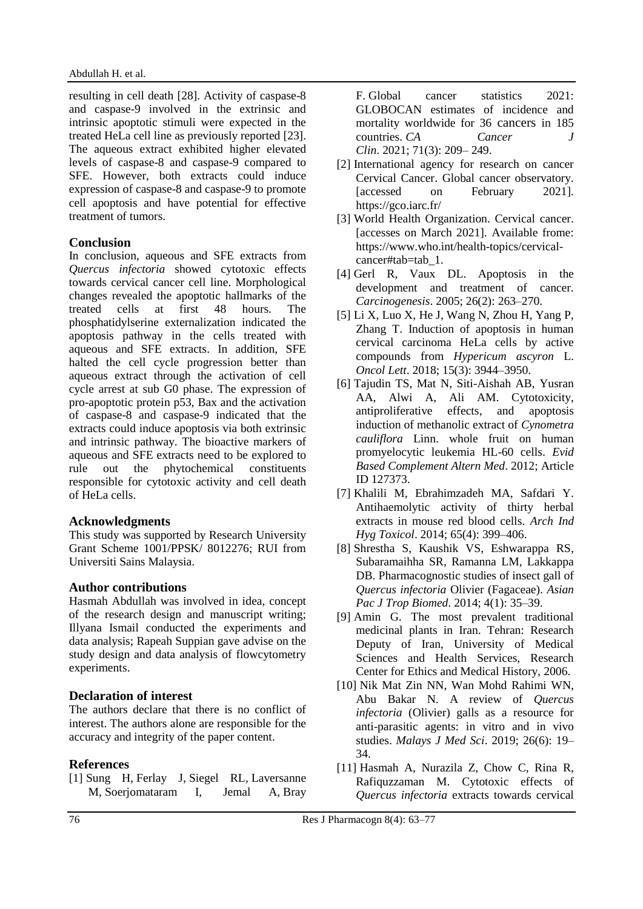resulting in cell death [28]. Activity of caspase-8 and caspase-9 involved in the extrinsic and intrinsic apoptotic stimuli were expected in the treated HeLa cell line as previously reported [23]. The aqueous extract exhibited higher elevated levels of caspase-8 and caspase-9 compared to SFE. However, both extracts could induce expression of caspase-8 and caspase-9 to promote cell apoptosis and have potential for effective treatment of tumors.

## Conclusion

In conclusion, aqueous and SFE extracts from *Quercus infectoria* showed cytotoxic effects towards cervical cancer cell line. Morphological changes revealed the apoptotic hallmarks of the treated cells at first 48 hours. The phosphatidylserine externalization indicated the apoptosis pathway in the cells treated with aqueous and SFE extracts. In addition, SFE halted the cell cycle progression better than aqueous extract through the activation of cell cycle arrest at sub G0 phase. The expression of pro-apoptotic protein p53, Bax and the activation of caspase-8 and caspase-9 indicated that the extracts could induce apoptosis via both extrinsic and intrinsic pathway. The bioactive markers of aqueous and SFE extracts need to be explored to rule out the phytochemical constituents responsible for cytotoxic activity and cell death of HeLa cells.

## Acknowledgments

This study was supported by Research University Grant Scheme 1001/PPSK/ 8012276; RUI from Universiti Sains Malaysia.

## Author contributions

Hasmah Abdullah was involved in idea, concept of the research design and manuscript writing; Illyana Ismail conducted the experiments and data analysis; Rapeah Suppian gave advise on the study design and data analysis of flowcytometry experiments.

## Declaration of interest

The authors declare that there is no conflict of interest. The authors alone are responsible for the accuracy and integrity of the paper content.

## References

[1] Sung H, Ferlay J, Siegel RL, Laversanne M, Soerjomataram I, Jemal A, Bray F. Global cancer statistics 2021: GLOBOCAN estimates of incidence and mortality worldwide for 36 cancers in 185 countries. *CA Cancer J Clin*. 2021; 71(3): 209– 249.

[2] International agency for research on cancer Cervical Cancer. Global cancer observatory. [accessed on February 2021]. https://gco.iarc.fr/

[3] World Health Organization. Cervical cancer. [accesses on March 2021]. Available frome: https://www.who.int/health-topics/cervical-cancer#tab=tab_1.

[4] Gerl R, Vaux DL. Apoptosis in the development and treatment of cancer. *Carcinogenesis*. 2005; 26(2): 263–270.

[5] Li X, Luo X, He J, Wang N, Zhou H, Yang P, Zhang T. Induction of apoptosis in human cervical carcinoma HeLa cells by active compounds from *Hypericum ascyron* L. *Oncol Lett*. 2018; 15(3): 3944–3950.

[6] Tajudin TS, Mat N, Siti-Aishah AB, Yusran AA, Alwi A, Ali AM. Cytotoxicity, antiproliferative effects, and apoptosis induction of methanolic extract of *Cynometra cauliflora* Linn. whole fruit on human promyelocytic leukemia HL-60 cells. *Evid Based Complement Altern Med*. 2012; Article ID 127373.

[7] Khalili M, Ebrahimzadeh MA, Safdari Y. Antihaemolytic activity of thirty herbal extracts in mouse red blood cells. *Arch Ind Hyg Toxicol*. 2014; 65(4): 399–406.

[8] Shrestha S, Kaushik VS, Eshwarappa RS, Subaramaihha SR, Ramanna LM, Lakkappa DB. Pharmacognostic studies of insect gall of *Quercus infectoria* Olivier (Fagaceae). *Asian Pac J Trop Biomed*. 2014; 4(1): 35–39.

[9] Amin G. The most prevalent traditional medicinal plants in Iran. Tehran: Research Deputy of Iran, University of Medical Sciences and Health Services, Research Center for Ethics and Medical History, 2006.

[10] Nik Mat Zin NN, Wan Mohd Rahimi WN, Abu Bakar N. A review of *Quercus infectoria* (Olivier) galls as a resource for anti-parasitic agents: in vitro and in vivo studies. *Malays J Med Sci*. 2019; 26(6): 19–34.

[11] Hasmah A, Nurazila Z, Chow C, Rina R, Rafiquzzaman M. Cytotoxic effects of *Quercus infectoria* extracts towards cervical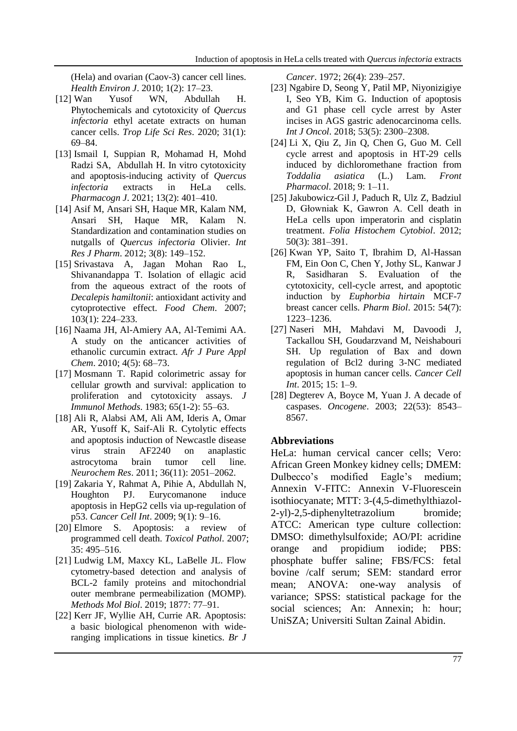(Hela) and ovarian (Caov-3) cancer cell lines. *Health Environ J*. 2010; 1(2): 17–23.

[12] Wan Yusof WN, Abdullah H. Phytochemicals and cytotoxicity of *Quercus infectoria* ethyl acetate extracts on human cancer cells. *Trop Life Sci Res*. 2020; 31(1): 69–84.

[13] Ismail I, Suppian R, Mohamad H, Mohd Radzi SA, Abdullah H. In vitro cytotoxicity and apoptosis-inducing activity of *Quercus infectoria* extracts in HeLa cells. *Pharmacogn J*. 2021; 13(2): 401–410.

[14] Asif M, Ansari SH, Haque MR, Kalam NM, Ansari SH, Haque MR, Kalam N. Standardization and contamination studies on nutgalls of *Quercus infectoria* Olivier. *Int Res J Pharm*. 2012; 3(8): 149–152.

[15] Srivastava A, Jagan Mohan Rao L, Shivanandappa T. Isolation of ellagic acid from the aqueous extract of the roots of *Decalepis hamiltonii*: antioxidant activity and cytoprotective effect. *Food Chem*. 2007; 103(1): 224–233.

[16] Naama JH, Al-Amiery AA, Al-Temimi AA. A study on the anticancer activities of ethanolic curcumin extract. *Afr J Pure Appl Chem*. 2010; 4(5): 68–73.

[17] Mosmann T. Rapid colorimetric assay for cellular growth and survival: application to proliferation and cytotoxicity assays. *J Immunol Methods*. 1983; 65(1-2): 55–63.

[18] Ali R, Alabsi AM, Ali AM, Ideris A, Omar AR, Yusoff K, Saif-Ali R. Cytolytic effects and apoptosis induction of Newcastle disease virus strain AF2240 on anaplastic astrocytoma brain tumor cell line. *Neurochem Res*. 2011; 36(11): 2051–2062.

[19] Zakaria Y, Rahmat A, Pihie A, Abdullah N, Houghton PJ. Eurycomanone induce apoptosis in HepG2 cells via up-regulation of p53. *Cancer Cell Int*. 2009; 9(1): 9–16.

[20] Elmore S. Apoptosis: a review of programmed cell death. *Toxicol Pathol*. 2007; 35: 495–516.

[21] Ludwig LM, Maxcy KL, LaBelle JL. Flow cytometry-based detection and analysis of BCL-2 family proteins and mitochondrial outer membrane permeabilization (MOMP). *Methods Mol Biol*. 2019; 1877: 77–91.

[22] Kerr JF, Wyllie AH, Currie AR. Apoptosis: a basic biological phenomenon with wide-ranging implications in tissue kinetics. *Br J Cancer*. 1972; 26(4): 239–257.

[23] Ngabire D, Seong Y, Patil MP, Niyonizigiye I, Seo YB, Kim G. Induction of apoptosis and G1 phase cell cycle arrest by Aster incises in AGS gastric adenocarcinoma cells. *Int J Oncol*. 2018; 53(5): 2300–2308.

[24] Li X, Qiu Z, Jin Q, Chen G, Guo M. Cell cycle arrest and apoptosis in HT-29 cells induced by dichloromethane fraction from *Toddalia asiatica* (L.) Lam. *Front Pharmacol*. 2018; 9: 1–11.

[25] Jakubowicz-Gil J, Paduch R, Ulz Z, Badziul D, Głowniak K, Gawron A. Cell death in HeLa cells upon imperatorin and cisplatin treatment. *Folia Histochem Cytobiol*. 2012; 50(3): 381–391.

[26] Kwan YP, Saito T, Ibrahim D, Al-Hassan FM, Ein Oon C, Chen Y, Jothy SL, Kanwar J R, Sasidharan S. Evaluation of the cytotoxicity, cell-cycle arrest, and apoptotic induction by *Euphorbia hirtain* MCF-7 breast cancer cells. *Pharm Biol*. 2015: 54(7): 1223–1236.

[27] Naseri MH, Mahdavi M, Davoodi J, Tackallou SH, Goudarzvand M, Neishabouri SH. Up regulation of Bax and down regulation of Bcl2 during 3-NC mediated apoptosis in human cancer cells. *Cancer Cell Int*. 2015; 15: 1–9.

[28] Degterev A, Boyce M, Yuan J. A decade of caspases. *Oncogene*. 2003; 22(53): 8543–8567.

## Abbreviations

HeLa: human cervical cancer cells; Vero: African Green Monkey kidney cells; DMEM: Dulbecco's modified Eagle's medium; Annexin V-FITC: Annexin V-Fluorescein isothiocyanate; MTT: 3-(4,5-dimethylthiazol-2-yl)-2,5-diphenyltetrazolium bromide; ATCC: American type culture collection: DMSO: dimethylsulfoxide; AO/PI: acridine orange and propidium iodide; PBS: phosphate buffer saline; FBS/FCS: fetal bovine /calf serum; SEM: standard error mean; ANOVA: one-way analysis of variance; SPSS: statistical package for the social sciences; An: Annexin; h: hour; UniSZA; Universiti Sultan Zainal Abidin.